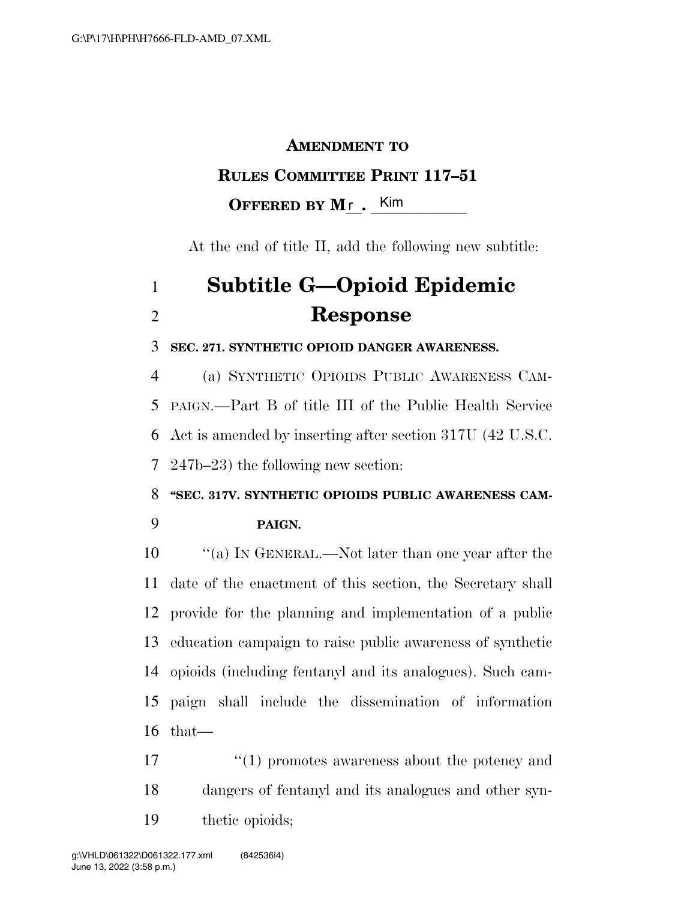**AMENDMENT TO**

**RULES COMMITTEE PRINT 117–51**

**OFFERED BY Mr. Kim**

At the end of title II, add the following new subtitle:

# Subtitle G—Opioid Epidemic Response

**SEC. 271. SYNTHETIC OPIOID DANGER AWARENESS.**

(a) SYNTHETIC OPIOIDS PUBLIC AWARENESS CAMPAIGN.—Part B of title III of the Public Health Service Act is amended by inserting after section 317U (42 U.S.C. 247b–23) the following new section:

**"SEC. 317V. SYNTHETIC OPIOIDS PUBLIC AWARENESS CAMPAIGN.**

"(a) IN GENERAL.—Not later than one year after the date of the enactment of this section, the Secretary shall provide for the planning and implementation of a public education campaign to raise public awareness of synthetic opioids (including fentanyl and its analogues). Such campaign shall include the dissemination of information that—

"(1) promotes awareness about the potency and dangers of fentanyl and its analogues and other synthetic opioids;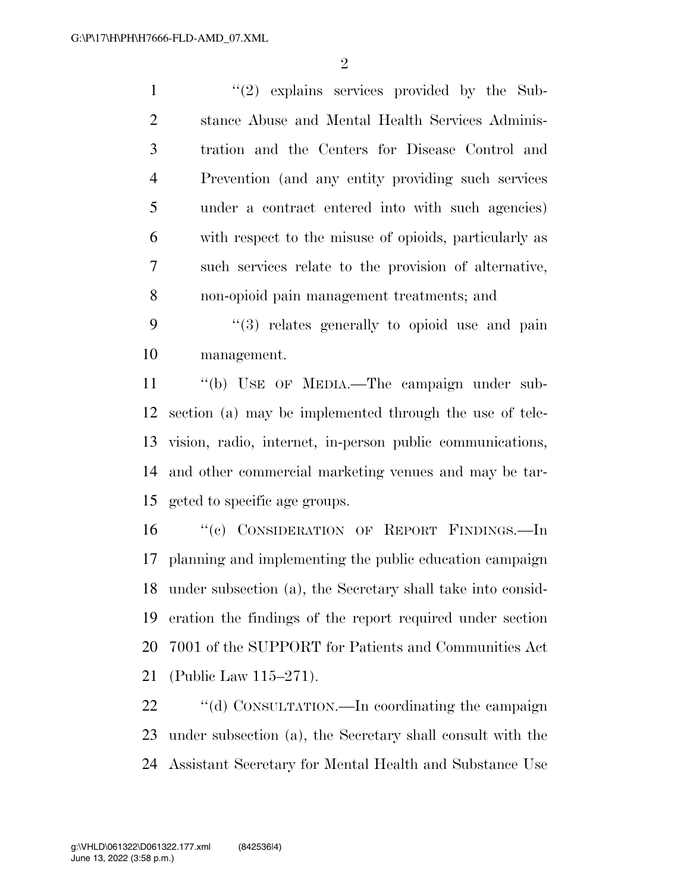''(2) explains services provided by the Substance Abuse and Mental Health Services Administration and the Centers for Disease Control and Prevention (and any entity providing such services under a contract entered into with such agencies) with respect to the misuse of opioids, particularly as such services relate to the provision of alternative, non-opioid pain management treatments; and

''(3) relates generally to opioid use and pain management.

''(b) USE OF MEDIA.—The campaign under subsection (a) may be implemented through the use of television, radio, internet, in-person public communications, and other commercial marketing venues and may be targeted to specific age groups.

''(c) CONSIDERATION OF REPORT FINDINGS.—In planning and implementing the public education campaign under subsection (a), the Secretary shall take into consideration the findings of the report required under section 7001 of the SUPPORT for Patients and Communities Act (Public Law 115–271).

''(d) CONSULTATION.—In coordinating the campaign under subsection (a), the Secretary shall consult with the Assistant Secretary for Mental Health and Substance Use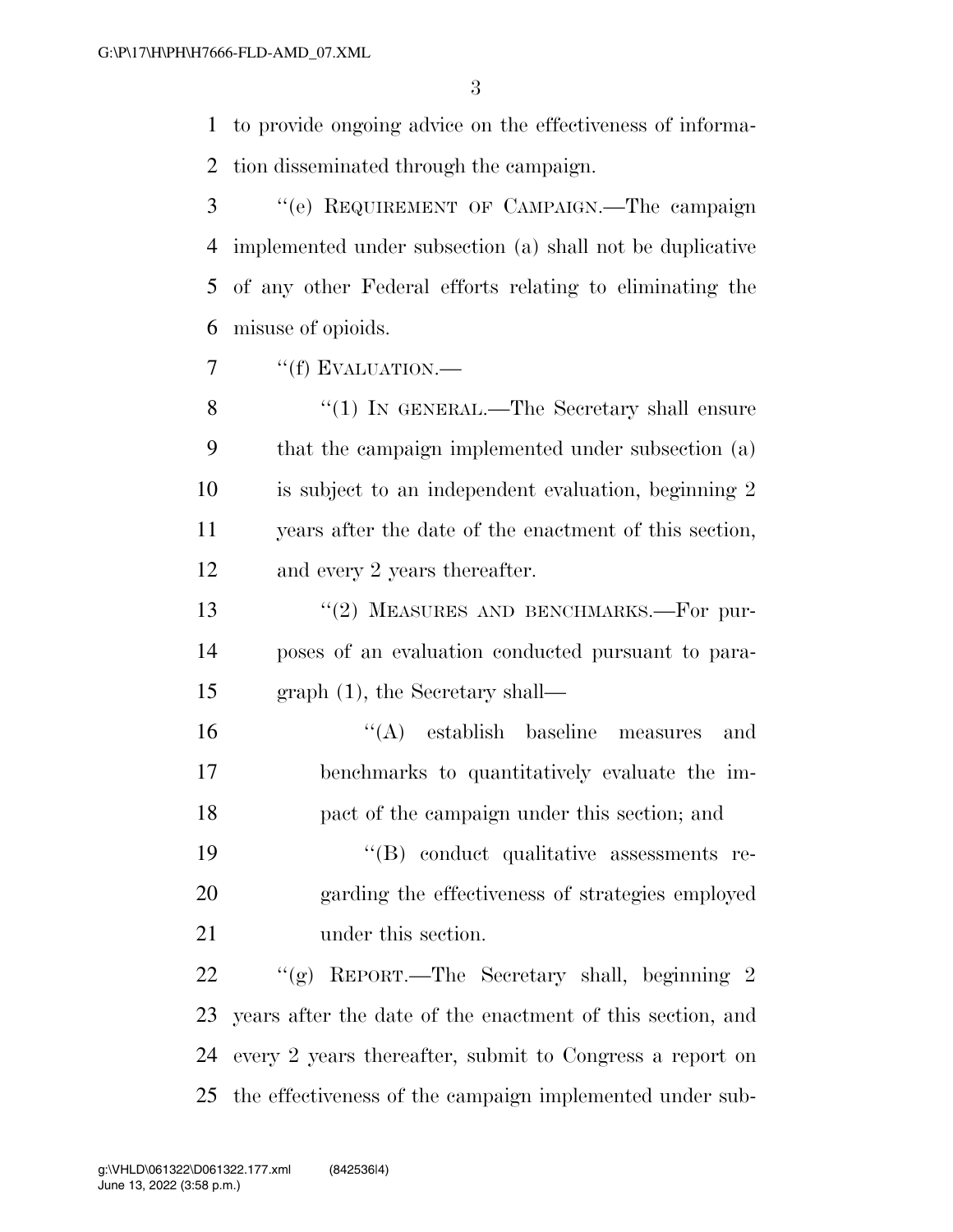to provide ongoing advice on the effectiveness of information disseminated through the campaign.

"(e) REQUIREMENT OF CAMPAIGN.—The campaign implemented under subsection (a) shall not be duplicative of any other Federal efforts relating to eliminating the misuse of opioids.

"(f) EVALUATION.—

"(1) IN GENERAL.—The Secretary shall ensure that the campaign implemented under subsection (a) is subject to an independent evaluation, beginning 2 years after the date of the enactment of this section, and every 2 years thereafter.

"(2) MEASURES AND BENCHMARKS.—For purposes of an evaluation conducted pursuant to paragraph (1), the Secretary shall—

"(A) establish baseline measures and benchmarks to quantitatively evaluate the impact of the campaign under this section; and

"(B) conduct qualitative assessments regarding the effectiveness of strategies employed under this section.

"(g) REPORT.—The Secretary shall, beginning 2 years after the date of the enactment of this section, and every 2 years thereafter, submit to Congress a report on the effectiveness of the campaign implemented under sub-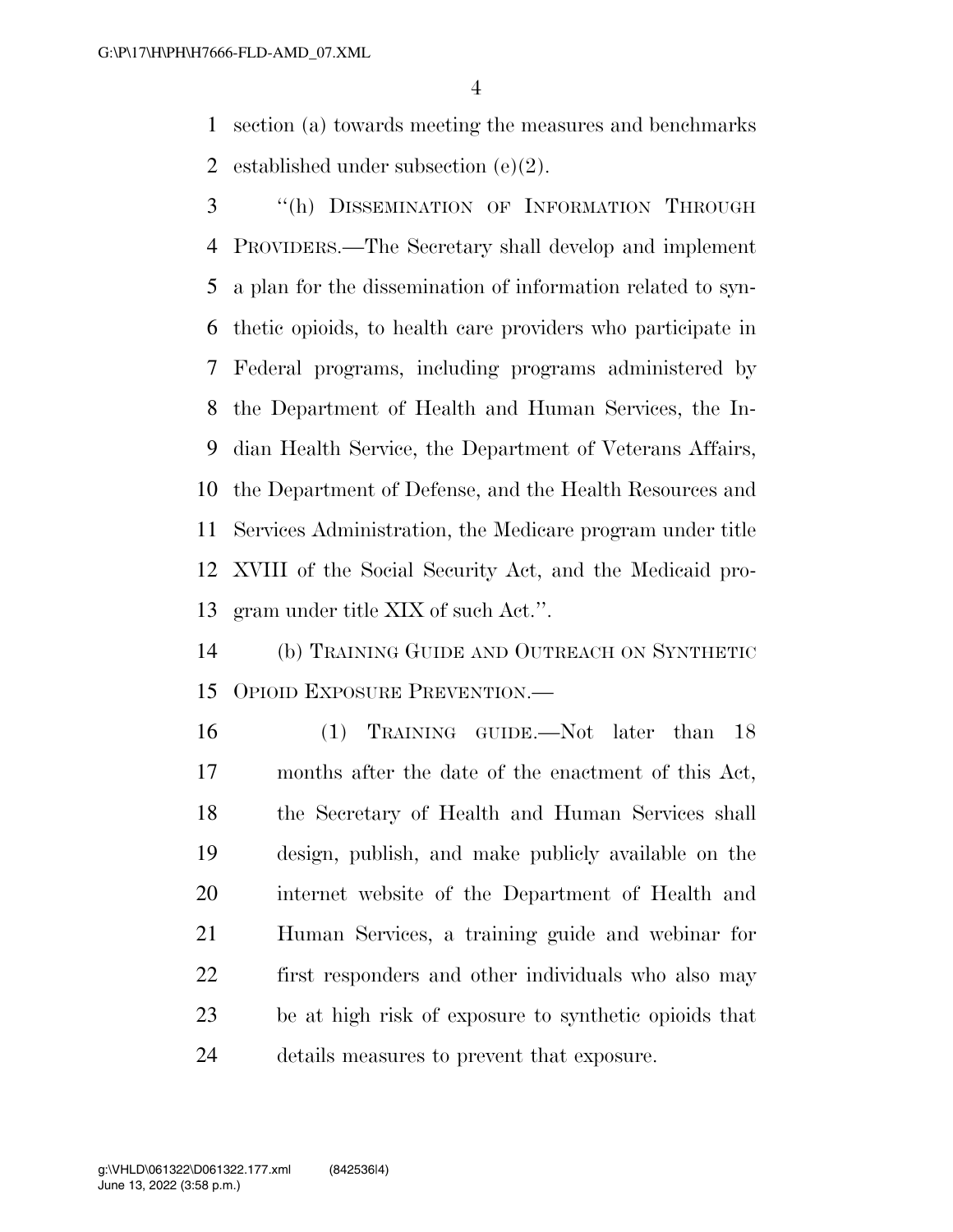section (a) towards meeting the measures and benchmarks established under subsection (e)(2).

"(h) DISSEMINATION OF INFORMATION THROUGH PROVIDERS.—The Secretary shall develop and implement a plan for the dissemination of information related to synthetic opioids, to health care providers who participate in Federal programs, including programs administered by the Department of Health and Human Services, the Indian Health Service, the Department of Veterans Affairs, the Department of Defense, and the Health Resources and Services Administration, the Medicare program under title XVIII of the Social Security Act, and the Medicaid program under title XIX of such Act.".

(b) TRAINING GUIDE AND OUTREACH ON SYNTHETIC OPIOID EXPOSURE PREVENTION.—

(1) TRAINING GUIDE.—Not later than 18 months after the date of the enactment of this Act, the Secretary of Health and Human Services shall design, publish, and make publicly available on the internet website of the Department of Health and Human Services, a training guide and webinar for first responders and other individuals who also may be at high risk of exposure to synthetic opioids that details measures to prevent that exposure.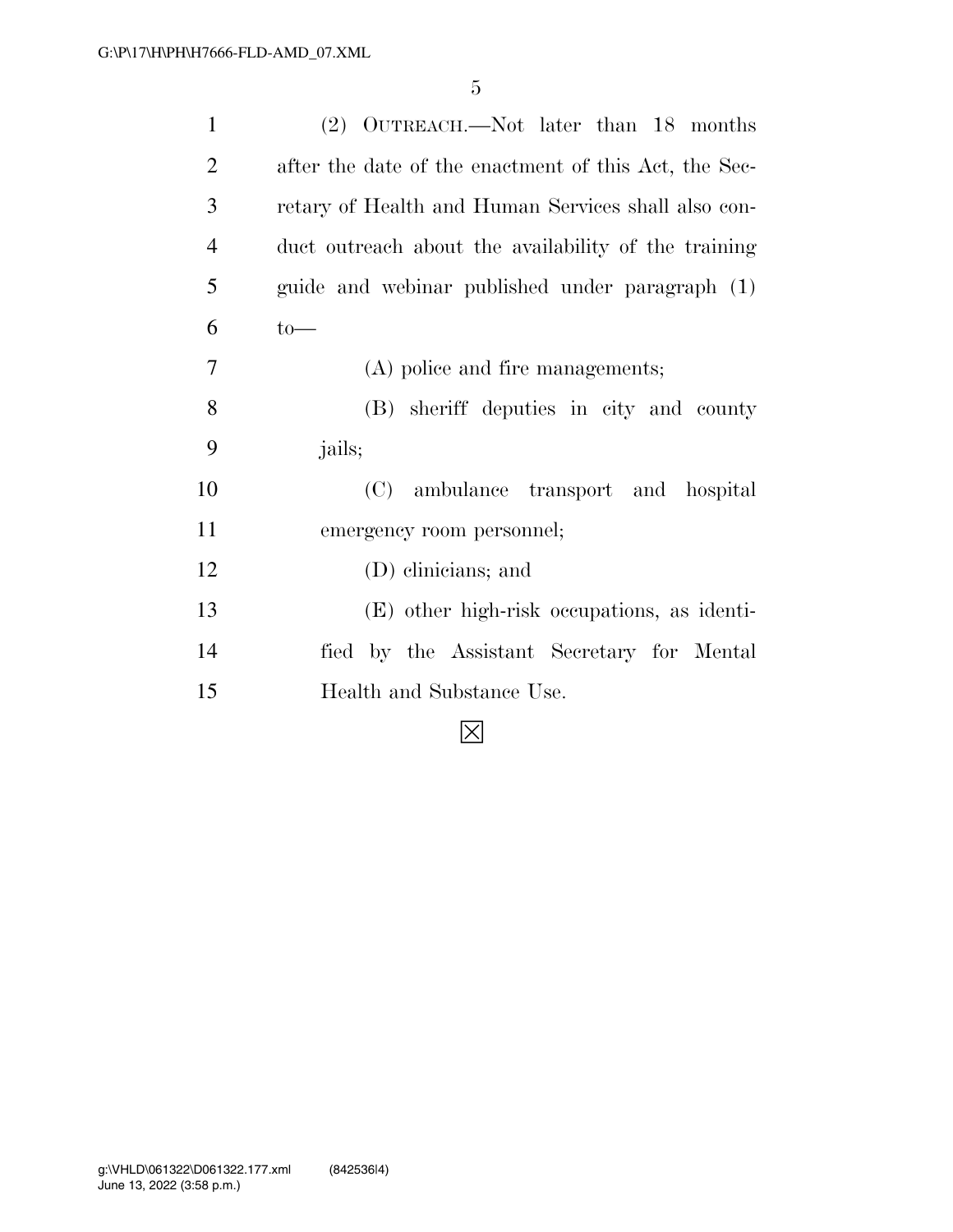(2) OUTREACH.—Not later than 18 months after the date of the enactment of this Act, the Secretary of Health and Human Services shall also conduct outreach about the availability of the training guide and webinar published under paragraph (1) to—

(A) police and fire managements;

(B) sheriff deputies in city and county jails;

(C) ambulance transport and hospital emergency room personnel;

(D) clinicians; and

(E) other high-risk occupations, as identified by the Assistant Secretary for Mental Health and Substance Use.

☒